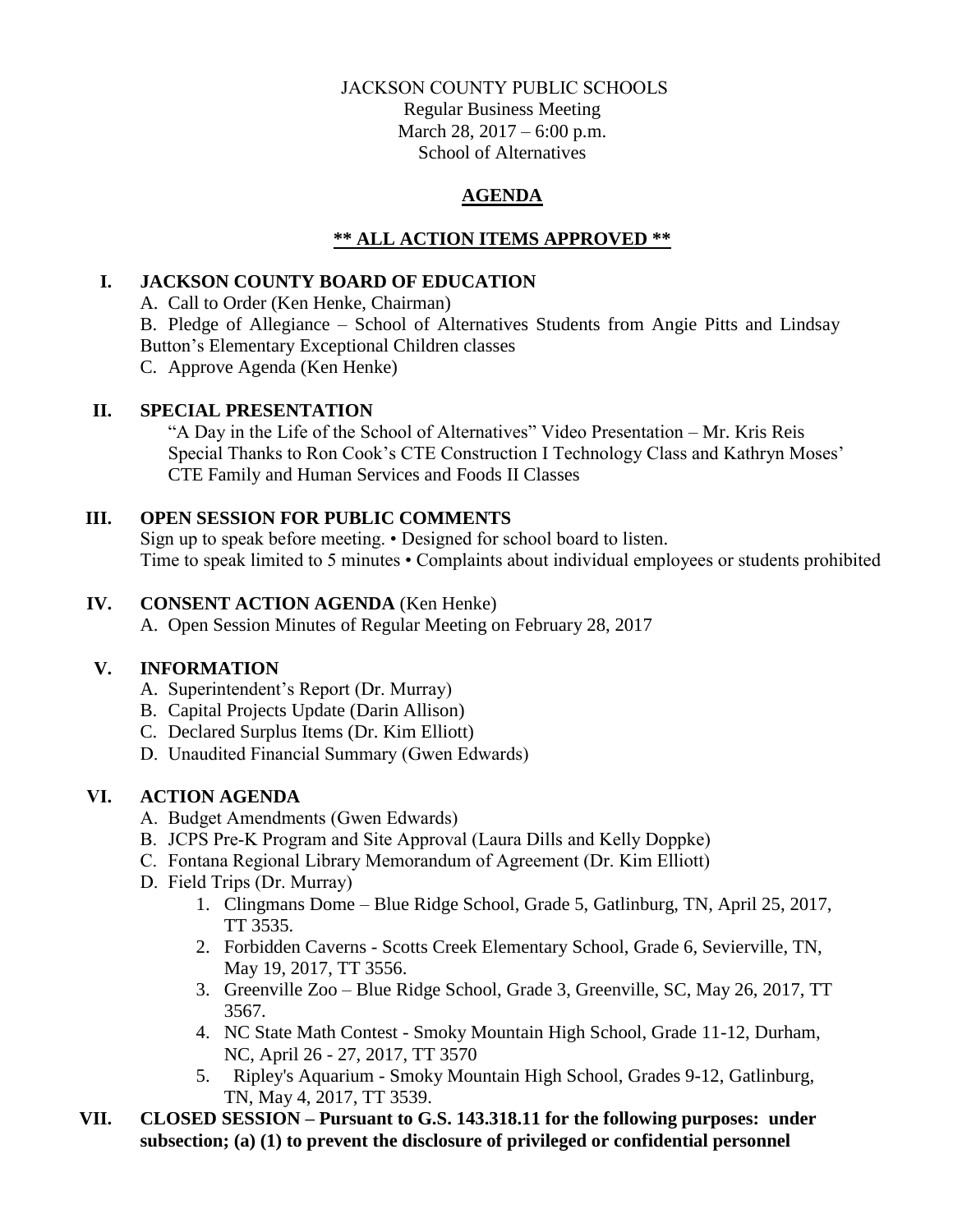JACKSON COUNTY PUBLIC SCHOOLS
Regular Business Meeting
March 28, 2017 – 6:00 p.m.
School of Alternatives

# AGENDA

## ** ALL ACTION ITEMS APPROVED **

## I. JACKSON COUNTY BOARD OF EDUCATION

A. Call to Order (Ken Henke, Chairman)

B. Pledge of Allegiance – School of Alternatives Students from Angie Pitts and Lindsay Button's Elementary Exceptional Children classes

C. Approve Agenda (Ken Henke)

## II. SPECIAL PRESENTATION

"A Day in the Life of the School of Alternatives" Video Presentation – Mr. Kris Reis
Special Thanks to Ron Cook's CTE Construction I Technology Class and Kathryn Moses' CTE Family and Human Services and Foods II Classes

## III. OPEN SESSION FOR PUBLIC COMMENTS

Sign up to speak before meeting. • Designed for school board to listen.
Time to speak limited to 5 minutes • Complaints about individual employees or students prohibited

## IV. CONSENT ACTION AGENDA (Ken Henke)

A. Open Session Minutes of Regular Meeting on February 28, 2017

## V. INFORMATION

A. Superintendent's Report (Dr. Murray)
B. Capital Projects Update (Darin Allison)
C. Declared Surplus Items (Dr. Kim Elliott)
D. Unaudited Financial Summary (Gwen Edwards)

## VI. ACTION AGENDA

A. Budget Amendments (Gwen Edwards)
B. JCPS Pre-K Program and Site Approval (Laura Dills and Kelly Doppke)
C. Fontana Regional Library Memorandum of Agreement (Dr. Kim Elliott)
D. Field Trips (Dr. Murray)
   1. Clingmans Dome – Blue Ridge School, Grade 5, Gatlinburg, TN, April 25, 2017, TT 3535.
   2. Forbidden Caverns - Scotts Creek Elementary School, Grade 6, Sevierville, TN, May 19, 2017, TT 3556.
   3. Greenville Zoo – Blue Ridge School, Grade 3, Greenville, SC, May 26, 2017, TT 3567.
   4. NC State Math Contest - Smoky Mountain High School, Grade 11-12, Durham, NC, April 26 - 27, 2017, TT 3570
   5. Ripley's Aquarium - Smoky Mountain High School, Grades 9-12, Gatlinburg, TN, May 4, 2017, TT 3539.

## VII. CLOSED SESSION – Pursuant to G.S. 143.318.11 for the following purposes: under subsection; (a) (1) to prevent the disclosure of privileged or confidential personnel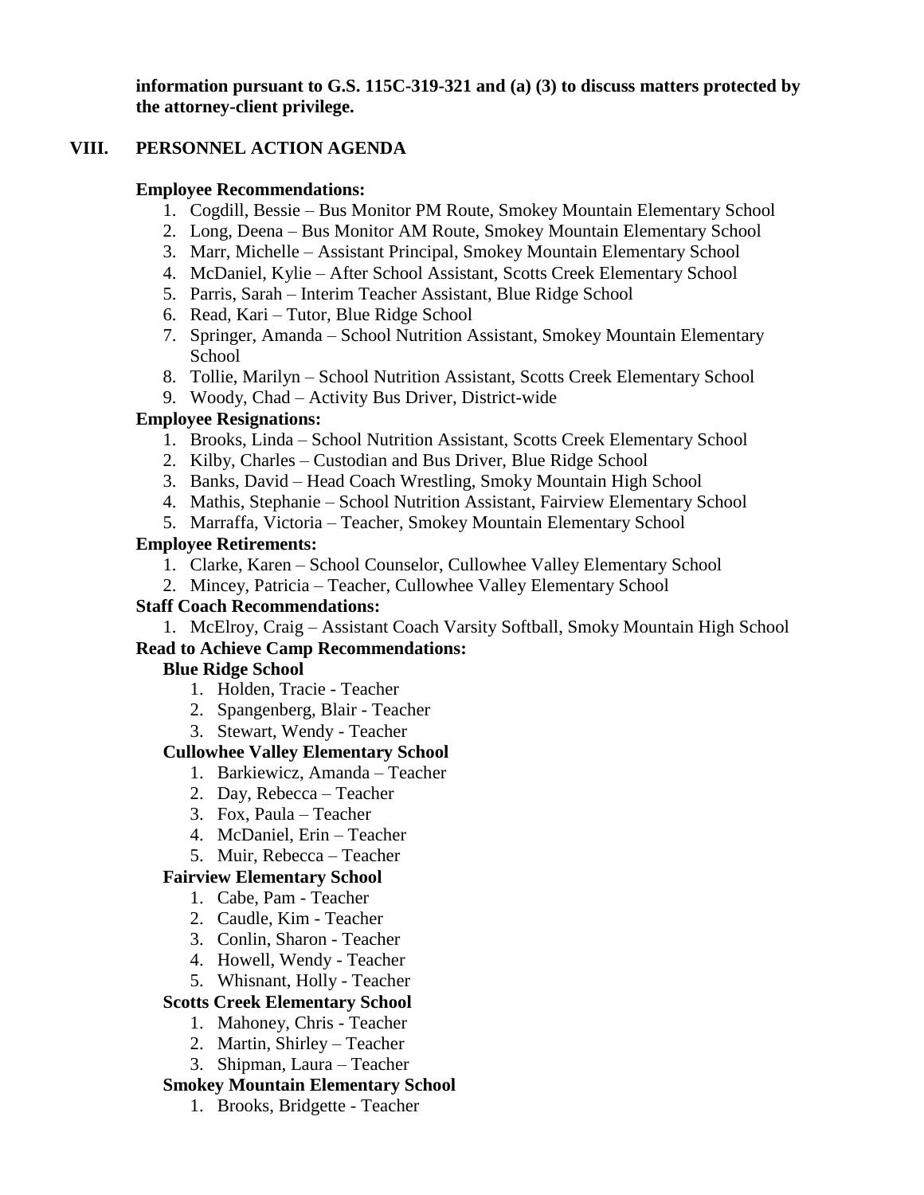**information pursuant to G.S. 115C-319-321 and (a) (3) to discuss matters protected by the attorney-client privilege.**

## VIII. PERSONNEL ACTION AGENDA

**Employee Recommendations:**

1. Cogdill, Bessie – Bus Monitor PM Route, Smokey Mountain Elementary School
2. Long, Deena – Bus Monitor AM Route, Smokey Mountain Elementary School
3. Marr, Michelle – Assistant Principal, Smokey Mountain Elementary School
4. McDaniel, Kylie – After School Assistant, Scotts Creek Elementary School
5. Parris, Sarah – Interim Teacher Assistant, Blue Ridge School
6. Read, Kari – Tutor, Blue Ridge School
7. Springer, Amanda – School Nutrition Assistant, Smokey Mountain Elementary School
8. Tollie, Marilyn – School Nutrition Assistant, Scotts Creek Elementary School
9. Woody, Chad – Activity Bus Driver, District-wide

**Employee Resignations:**

1. Brooks, Linda – School Nutrition Assistant, Scotts Creek Elementary School
2. Kilby, Charles – Custodian and Bus Driver, Blue Ridge School
3. Banks, David – Head Coach Wrestling, Smoky Mountain High School
4. Mathis, Stephanie – School Nutrition Assistant, Fairview Elementary School
5. Marraffa, Victoria – Teacher, Smokey Mountain Elementary School

**Employee Retirements:**

1. Clarke, Karen – School Counselor, Cullowhee Valley Elementary School
2. Mincey, Patricia – Teacher, Cullowhee Valley Elementary School

**Staff Coach Recommendations:**

1. McElroy, Craig – Assistant Coach Varsity Softball, Smoky Mountain High School

**Read to Achieve Camp Recommendations:**

**Blue Ridge School**

1. Holden, Tracie - Teacher
2. Spangenberg, Blair - Teacher
3. Stewart, Wendy - Teacher

**Cullowhee Valley Elementary School**

1. Barkiewicz, Amanda – Teacher
2. Day, Rebecca – Teacher
3. Fox, Paula – Teacher
4. McDaniel, Erin – Teacher
5. Muir, Rebecca – Teacher

**Fairview Elementary School**

1. Cabe, Pam - Teacher
2. Caudle, Kim - Teacher
3. Conlin, Sharon - Teacher
4. Howell, Wendy - Teacher
5. Whisnant, Holly - Teacher

**Scotts Creek Elementary School**

1. Mahoney, Chris - Teacher
2. Martin, Shirley – Teacher
3. Shipman, Laura – Teacher

**Smokey Mountain Elementary School**

1. Brooks, Bridgette - Teacher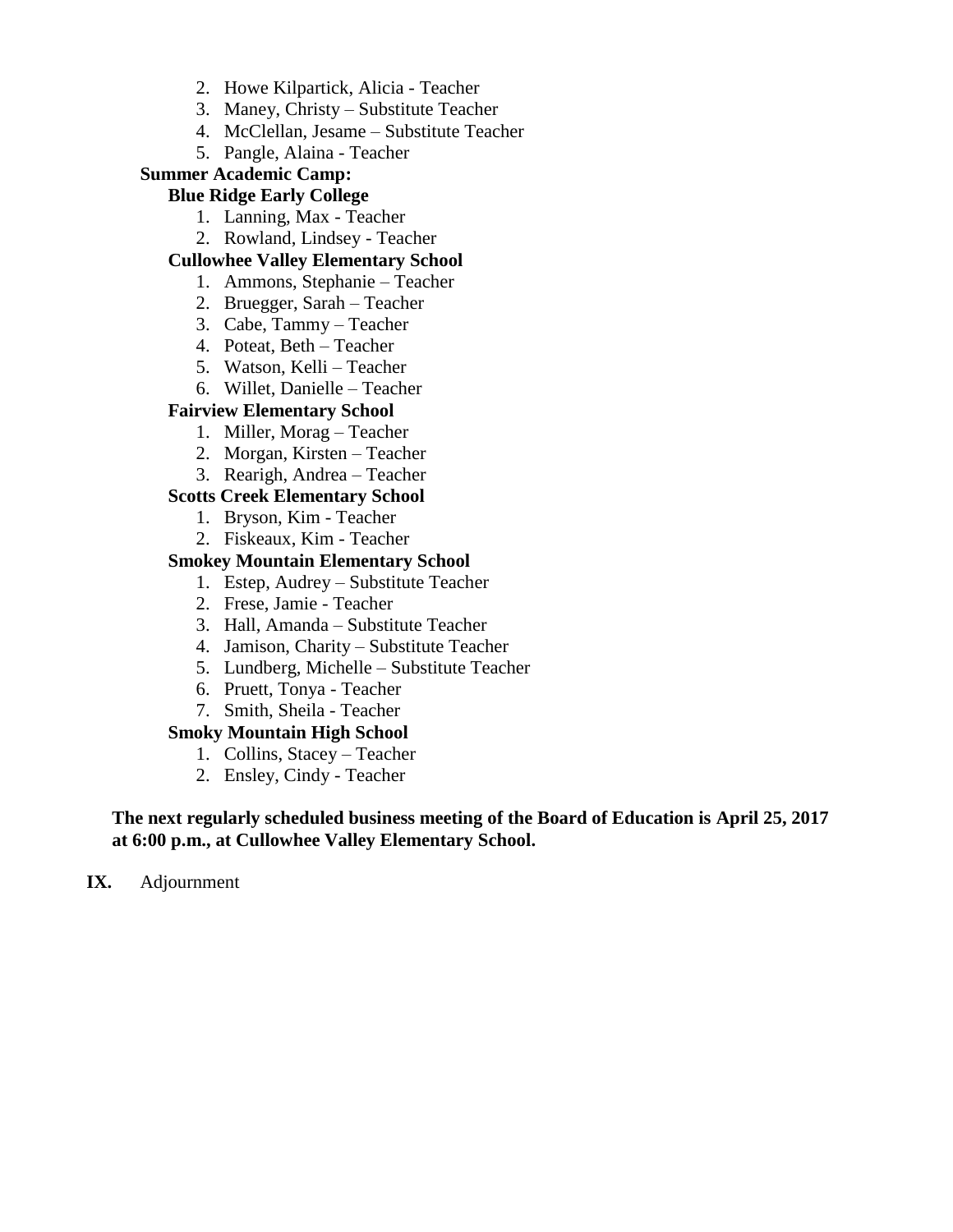2. Howe Kilpartick, Alicia - Teacher
3. Maney, Christy – Substitute Teacher
4. McClellan, Jesame – Substitute Teacher
5. Pangle, Alaina - Teacher

**Summer Academic Camp:**

**Blue Ridge Early College**

1. Lanning, Max - Teacher
2. Rowland, Lindsey - Teacher

**Cullowhee Valley Elementary School**

1. Ammons, Stephanie – Teacher
2. Bruegger, Sarah – Teacher
3. Cabe, Tammy – Teacher
4. Poteat, Beth – Teacher
5. Watson, Kelli – Teacher
6. Willet, Danielle – Teacher

**Fairview Elementary School**

1. Miller, Morag – Teacher
2. Morgan, Kirsten – Teacher
3. Rearigh, Andrea – Teacher

**Scotts Creek Elementary School**

1. Bryson, Kim - Teacher
2. Fiskeaux, Kim - Teacher

**Smokey Mountain Elementary School**

1. Estep, Audrey – Substitute Teacher
2. Frese, Jamie - Teacher
3. Hall, Amanda – Substitute Teacher
4. Jamison, Charity – Substitute Teacher
5. Lundberg, Michelle – Substitute Teacher
6. Pruett, Tonya - Teacher
7. Smith, Sheila - Teacher

**Smoky Mountain High School**

1. Collins, Stacey – Teacher
2. Ensley, Cindy - Teacher

**The next regularly scheduled business meeting of the Board of Education is April 25, 2017 at 6:00 p.m., at Cullowhee Valley Elementary School.**

**IX.** Adjournment